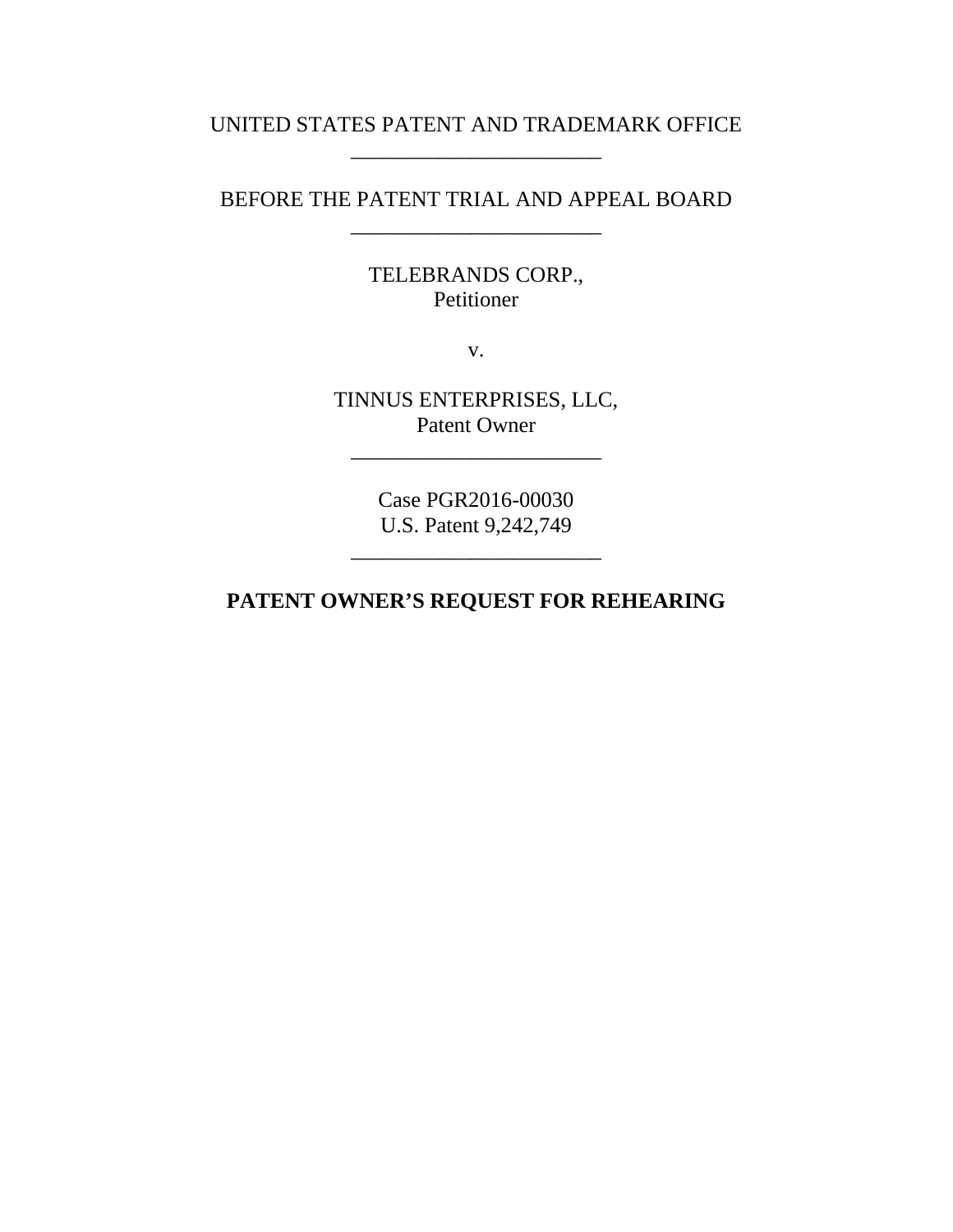UNITED STATES PATENT AND TRADEMARK OFFICE

---

BEFORE THE PATENT TRIAL AND APPEAL BOARD

---

TELEBRANDS CORP.,
Petitioner

v.

TINNUS ENTERPRISES, LLC,
Patent Owner

---

Case PGR2016-00030
U.S. Patent 9,242,749

---

**PATENT OWNER'S REQUEST FOR REHEARING**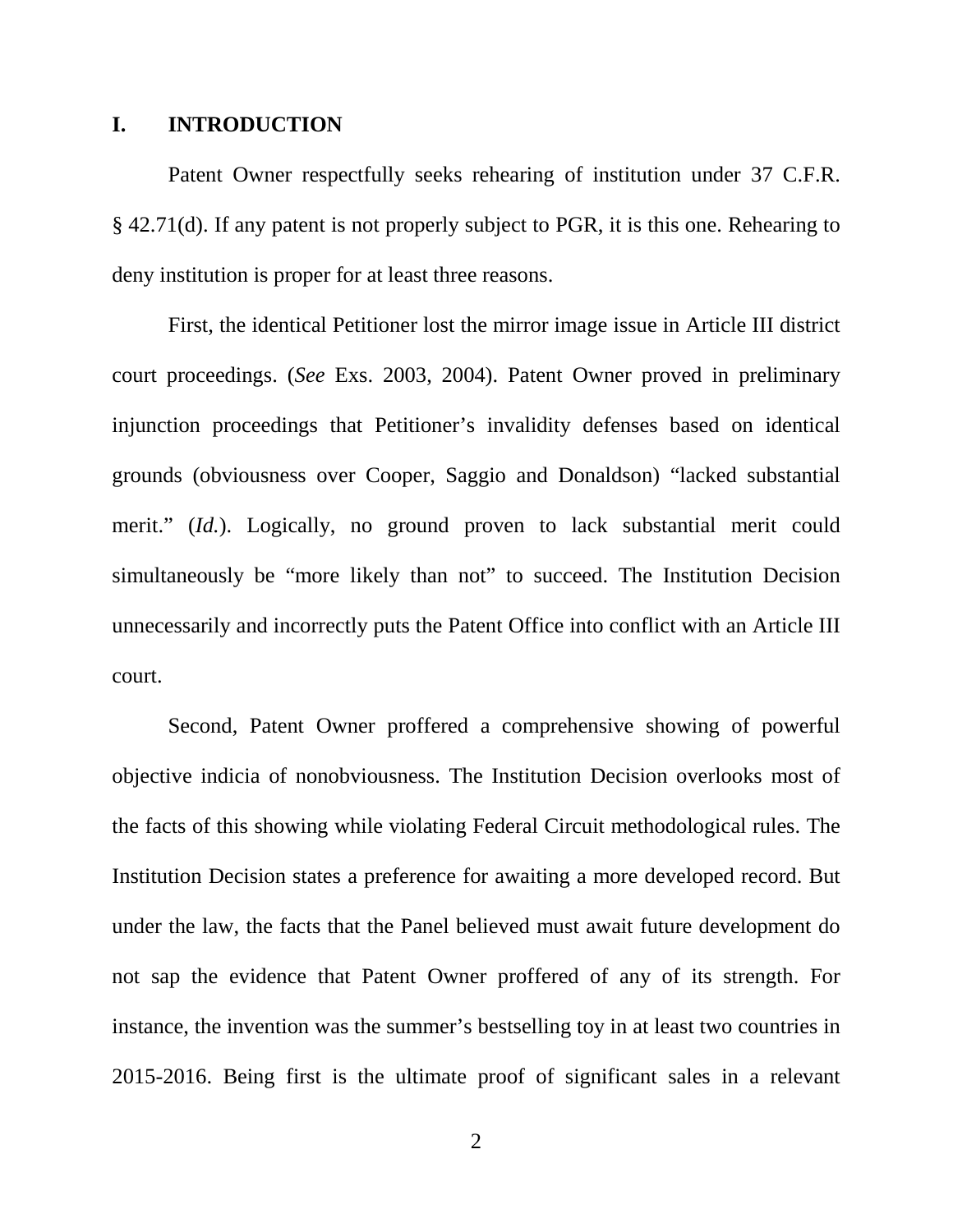## I. INTRODUCTION

Patent Owner respectfully seeks rehearing of institution under 37 C.F.R. § 42.71(d). If any patent is not properly subject to PGR, it is this one. Rehearing to deny institution is proper for at least three reasons.

First, the identical Petitioner lost the mirror image issue in Article III district court proceedings. (*See* Exs. 2003, 2004). Patent Owner proved in preliminary injunction proceedings that Petitioner's invalidity defenses based on identical grounds (obviousness over Cooper, Saggio and Donaldson) "lacked substantial merit." (*Id.*). Logically, no ground proven to lack substantial merit could simultaneously be "more likely than not" to succeed. The Institution Decision unnecessarily and incorrectly puts the Patent Office into conflict with an Article III court.

Second, Patent Owner proffered a comprehensive showing of powerful objective indicia of nonobviousness. The Institution Decision overlooks most of the facts of this showing while violating Federal Circuit methodological rules. The Institution Decision states a preference for awaiting a more developed record. But under the law, the facts that the Panel believed must await future development do not sap the evidence that Patent Owner proffered of any of its strength. For instance, the invention was the summer's bestselling toy in at least two countries in 2015-2016. Being first is the ultimate proof of significant sales in a relevant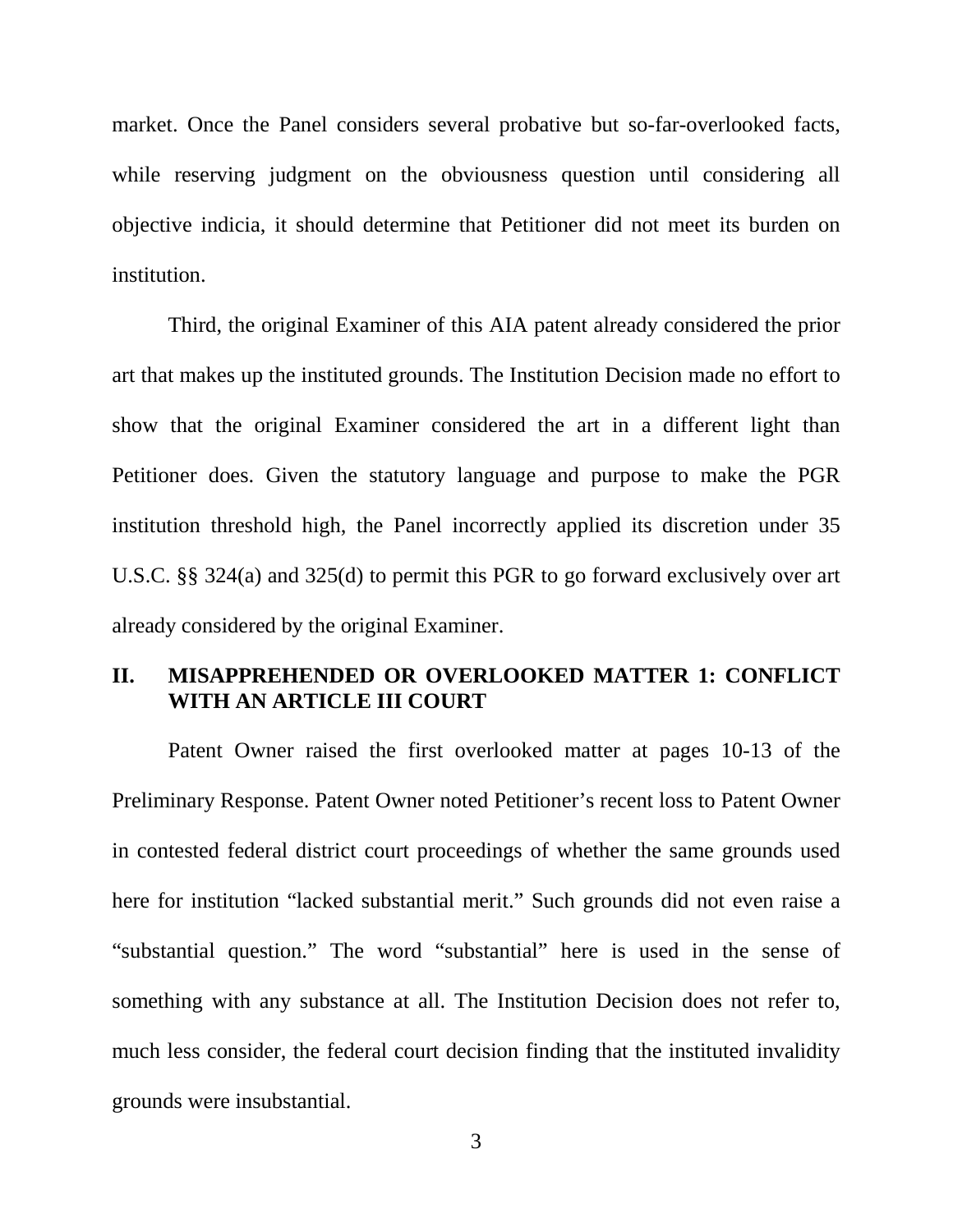market. Once the Panel considers several probative but so-far-overlooked facts, while reserving judgment on the obviousness question until considering all objective indicia, it should determine that Petitioner did not meet its burden on institution.

Third, the original Examiner of this AIA patent already considered the prior art that makes up the instituted grounds. The Institution Decision made no effort to show that the original Examiner considered the art in a different light than Petitioner does. Given the statutory language and purpose to make the PGR institution threshold high, the Panel incorrectly applied its discretion under 35 U.S.C. §§ 324(a) and 325(d) to permit this PGR to go forward exclusively over art already considered by the original Examiner.

## II. MISAPPREHENDED OR OVERLOOKED MATTER 1: CONFLICT WITH AN ARTICLE III COURT

Patent Owner raised the first overlooked matter at pages 10-13 of the Preliminary Response. Patent Owner noted Petitioner's recent loss to Patent Owner in contested federal district court proceedings of whether the same grounds used here for institution "lacked substantial merit." Such grounds did not even raise a "substantial question." The word "substantial" here is used in the sense of something with any substance at all. The Institution Decision does not refer to, much less consider, the federal court decision finding that the instituted invalidity grounds were insubstantial.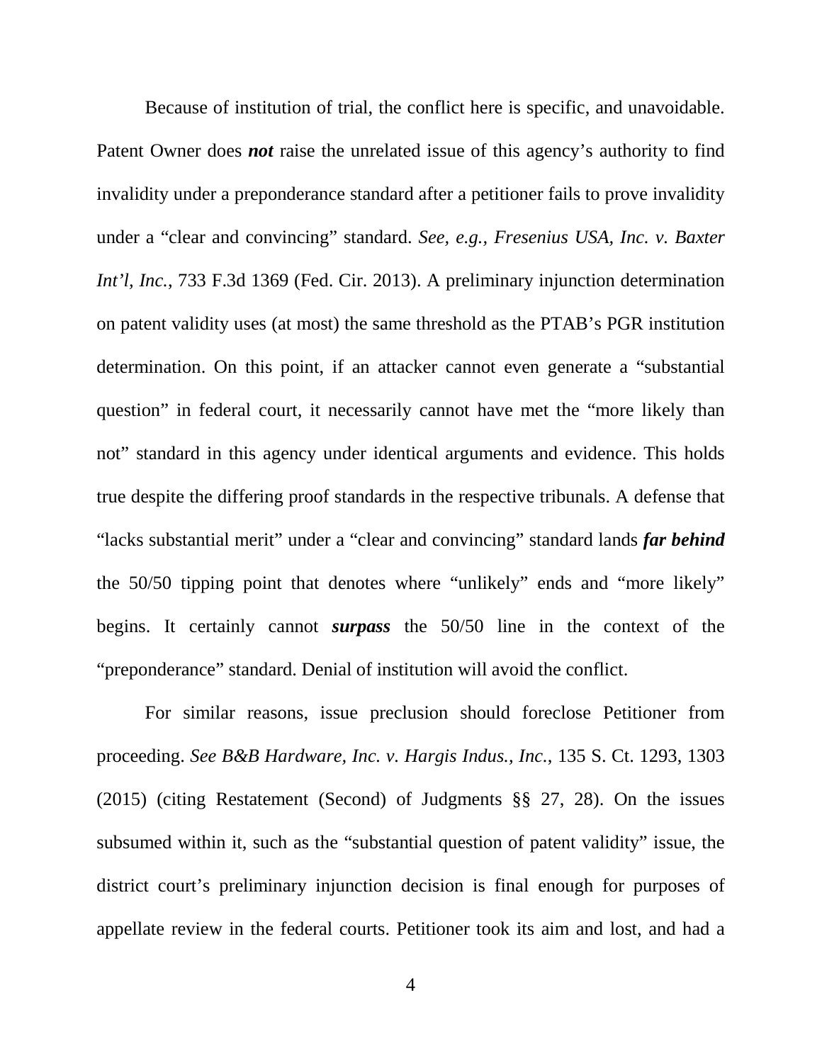Because of institution of trial, the conflict here is specific, and unavoidable. Patent Owner does ***not*** raise the unrelated issue of this agency's authority to find invalidity under a preponderance standard after a petitioner fails to prove invalidity under a "clear and convincing" standard. *See, e.g., Fresenius USA, Inc. v. Baxter Int'l, Inc.*, 733 F.3d 1369 (Fed. Cir. 2013). A preliminary injunction determination on patent validity uses (at most) the same threshold as the PTAB's PGR institution determination. On this point, if an attacker cannot even generate a "substantial question" in federal court, it necessarily cannot have met the "more likely than not" standard in this agency under identical arguments and evidence. This holds true despite the differing proof standards in the respective tribunals. A defense that "lacks substantial merit" under a "clear and convincing" standard lands ***far behind*** the 50/50 tipping point that denotes where "unlikely" ends and "more likely" begins. It certainly cannot ***surpass*** the 50/50 line in the context of the "preponderance" standard. Denial of institution will avoid the conflict.

For similar reasons, issue preclusion should foreclose Petitioner from proceeding. *See B&B Hardware, Inc. v. Hargis Indus., Inc.*, 135 S. Ct. 1293, 1303 (2015) (citing Restatement (Second) of Judgments §§ 27, 28). On the issues subsumed within it, such as the "substantial question of patent validity" issue, the district court's preliminary injunction decision is final enough for purposes of appellate review in the federal courts. Petitioner took its aim and lost, and had a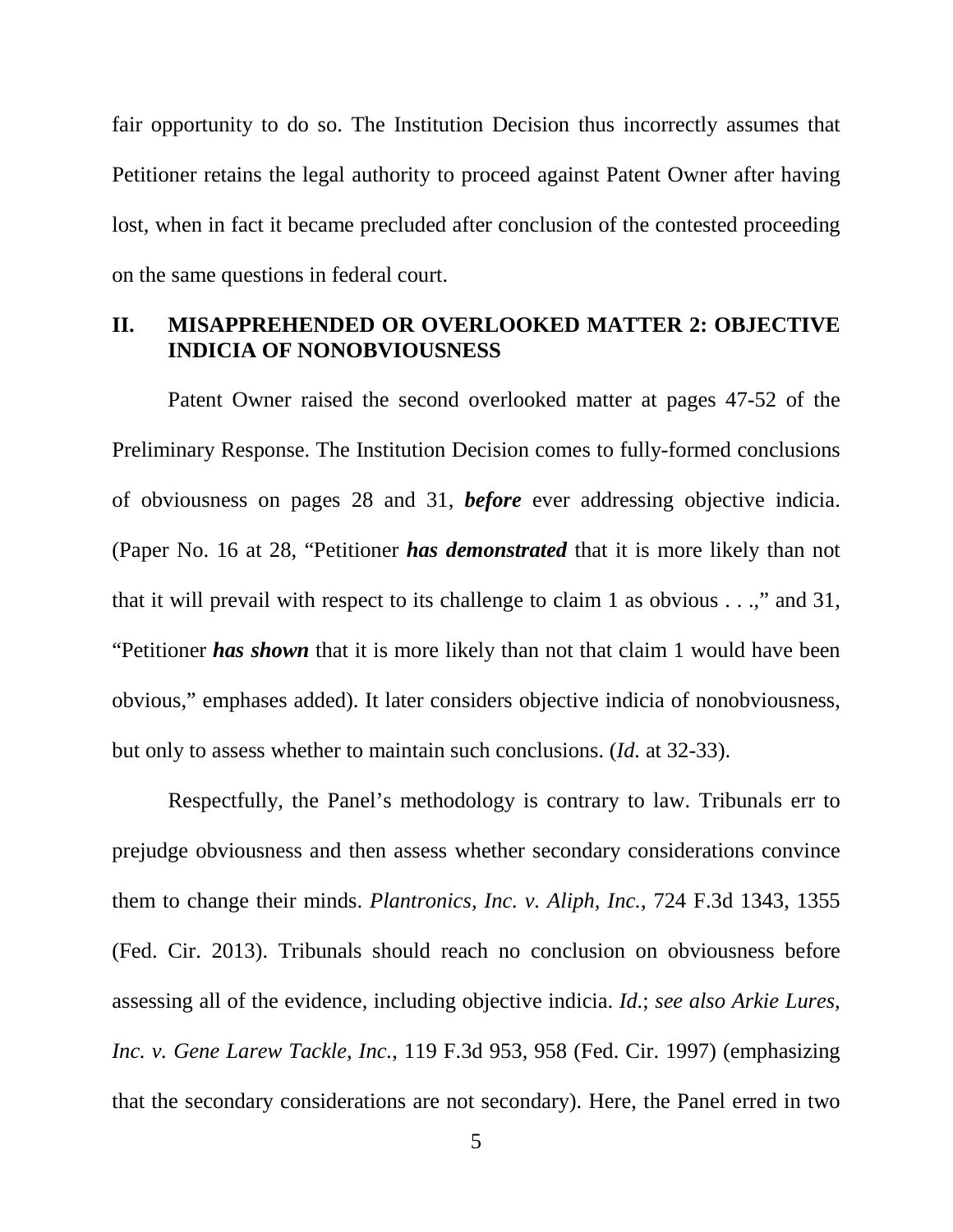fair opportunity to do so. The Institution Decision thus incorrectly assumes that Petitioner retains the legal authority to proceed against Patent Owner after having lost, when in fact it became precluded after conclusion of the contested proceeding on the same questions in federal court.

## II. MISAPPREHENDED OR OVERLOOKED MATTER 2: OBJECTIVE INDICIA OF NONOBVIOUSNESS

Patent Owner raised the second overlooked matter at pages 47-52 of the Preliminary Response. The Institution Decision comes to fully-formed conclusions of obviousness on pages 28 and 31, ***before*** ever addressing objective indicia. (Paper No. 16 at 28, "Petitioner ***has demonstrated*** that it is more likely than not that it will prevail with respect to its challenge to claim 1 as obvious . . .," and 31, "Petitioner ***has shown*** that it is more likely than not that claim 1 would have been obvious," emphases added). It later considers objective indicia of nonobviousness, but only to assess whether to maintain such conclusions. (*Id.* at 32-33).

Respectfully, the Panel's methodology is contrary to law. Tribunals err to prejudge obviousness and then assess whether secondary considerations convince them to change their minds. *Plantronics, Inc. v. Aliph, Inc.*, 724 F.3d 1343, 1355 (Fed. Cir. 2013). Tribunals should reach no conclusion on obviousness before assessing all of the evidence, including objective indicia. *Id.*; *see also Arkie Lures, Inc. v. Gene Larew Tackle, Inc.*, 119 F.3d 953, 958 (Fed. Cir. 1997) (emphasizing that the secondary considerations are not secondary). Here, the Panel erred in two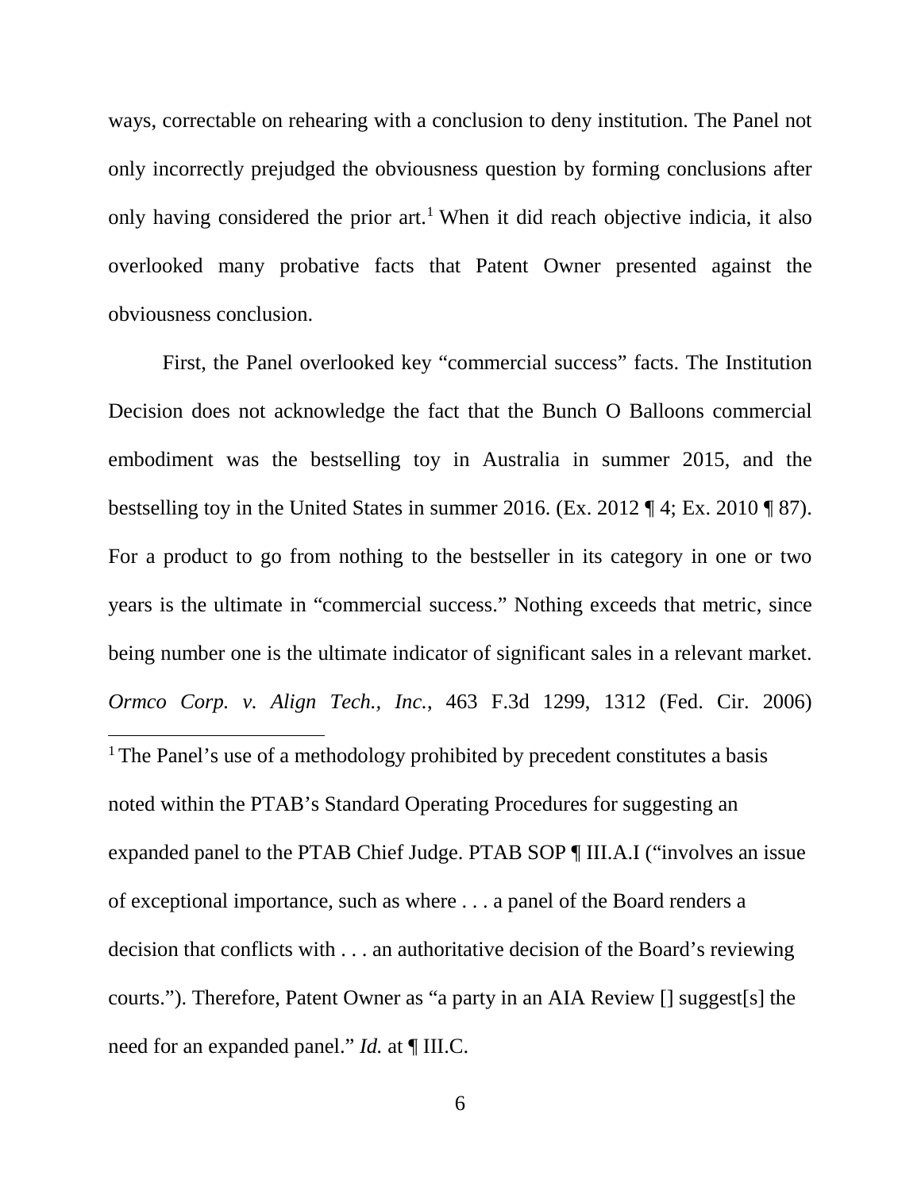ways, correctable on rehearing with a conclusion to deny institution. The Panel not only incorrectly prejudged the obviousness question by forming conclusions after only having considered the prior art.[1] When it did reach objective indicia, it also overlooked many probative facts that Patent Owner presented against the obviousness conclusion.

First, the Panel overlooked key "commercial success" facts. The Institution Decision does not acknowledge the fact that the Bunch O Balloons commercial embodiment was the bestselling toy in Australia in summer 2015, and the bestselling toy in the United States in summer 2016. (Ex. 2012 ¶ 4; Ex. 2010 ¶ 87). For a product to go from nothing to the bestseller in its category in one or two years is the ultimate in "commercial success." Nothing exceeds that metric, since being number one is the ultimate indicator of significant sales in a relevant market. *Ormco Corp. v. Align Tech., Inc.*, 463 F.3d 1299, 1312 (Fed. Cir. 2006)

[1] The Panel's use of a methodology prohibited by precedent constitutes a basis noted within the PTAB's Standard Operating Procedures for suggesting an expanded panel to the PTAB Chief Judge. PTAB SOP ¶ III.A.I ("involves an issue of exceptional importance, such as where . . . a panel of the Board renders a decision that conflicts with . . . an authoritative decision of the Board's reviewing courts."). Therefore, Patent Owner as "a party in an AIA Review [] suggest[s] the need for an expanded panel." *Id.* at ¶ III.C.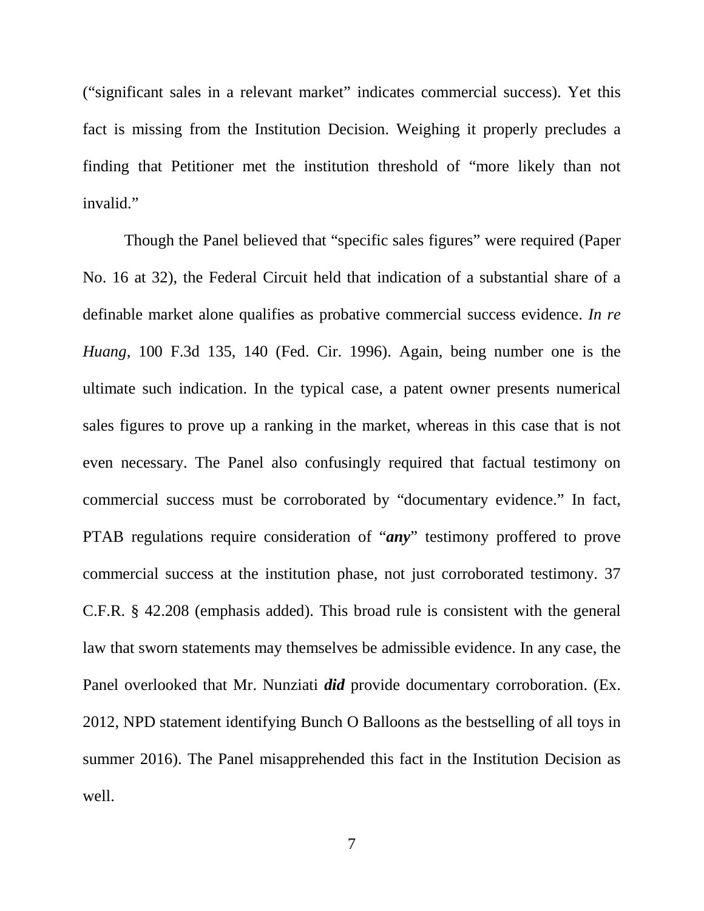("significant sales in a relevant market" indicates commercial success). Yet this fact is missing from the Institution Decision. Weighing it properly precludes a finding that Petitioner met the institution threshold of "more likely than not invalid."

Though the Panel believed that "specific sales figures" were required (Paper No. 16 at 32), the Federal Circuit held that indication of a substantial share of a definable market alone qualifies as probative commercial success evidence. *In re Huang*, 100 F.3d 135, 140 (Fed. Cir. 1996). Again, being number one is the ultimate such indication. In the typical case, a patent owner presents numerical sales figures to prove up a ranking in the market, whereas in this case that is not even necessary. The Panel also confusingly required that factual testimony on commercial success must be corroborated by "documentary evidence." In fact, PTAB regulations require consideration of "***any***" testimony proffered to prove commercial success at the institution phase, not just corroborated testimony. 37 C.F.R. § 42.208 (emphasis added). This broad rule is consistent with the general law that sworn statements may themselves be admissible evidence. In any case, the Panel overlooked that Mr. Nunziati ***did*** provide documentary corroboration. (Ex. 2012, NPD statement identifying Bunch O Balloons as the bestselling of all toys in summer 2016). The Panel misapprehended this fact in the Institution Decision as well.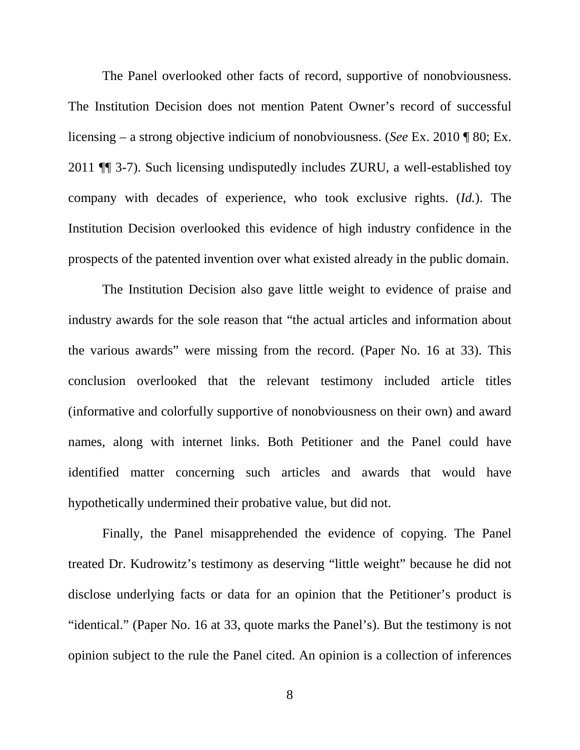The Panel overlooked other facts of record, supportive of nonobviousness. The Institution Decision does not mention Patent Owner's record of successful licensing – a strong objective indicium of nonobviousness. (*See* Ex. 2010 ¶ 80; Ex. 2011 ¶¶ 3-7). Such licensing undisputedly includes ZURU, a well-established toy company with decades of experience, who took exclusive rights. (*Id.*). The Institution Decision overlooked this evidence of high industry confidence in the prospects of the patented invention over what existed already in the public domain.

The Institution Decision also gave little weight to evidence of praise and industry awards for the sole reason that "the actual articles and information about the various awards" were missing from the record. (Paper No. 16 at 33). This conclusion overlooked that the relevant testimony included article titles (informative and colorfully supportive of nonobviousness on their own) and award names, along with internet links. Both Petitioner and the Panel could have identified matter concerning such articles and awards that would have hypothetically undermined their probative value, but did not.

Finally, the Panel misapprehended the evidence of copying. The Panel treated Dr. Kudrowitz's testimony as deserving "little weight" because he did not disclose underlying facts or data for an opinion that the Petitioner's product is "identical." (Paper No. 16 at 33, quote marks the Panel's). But the testimony is not opinion subject to the rule the Panel cited. An opinion is a collection of inferences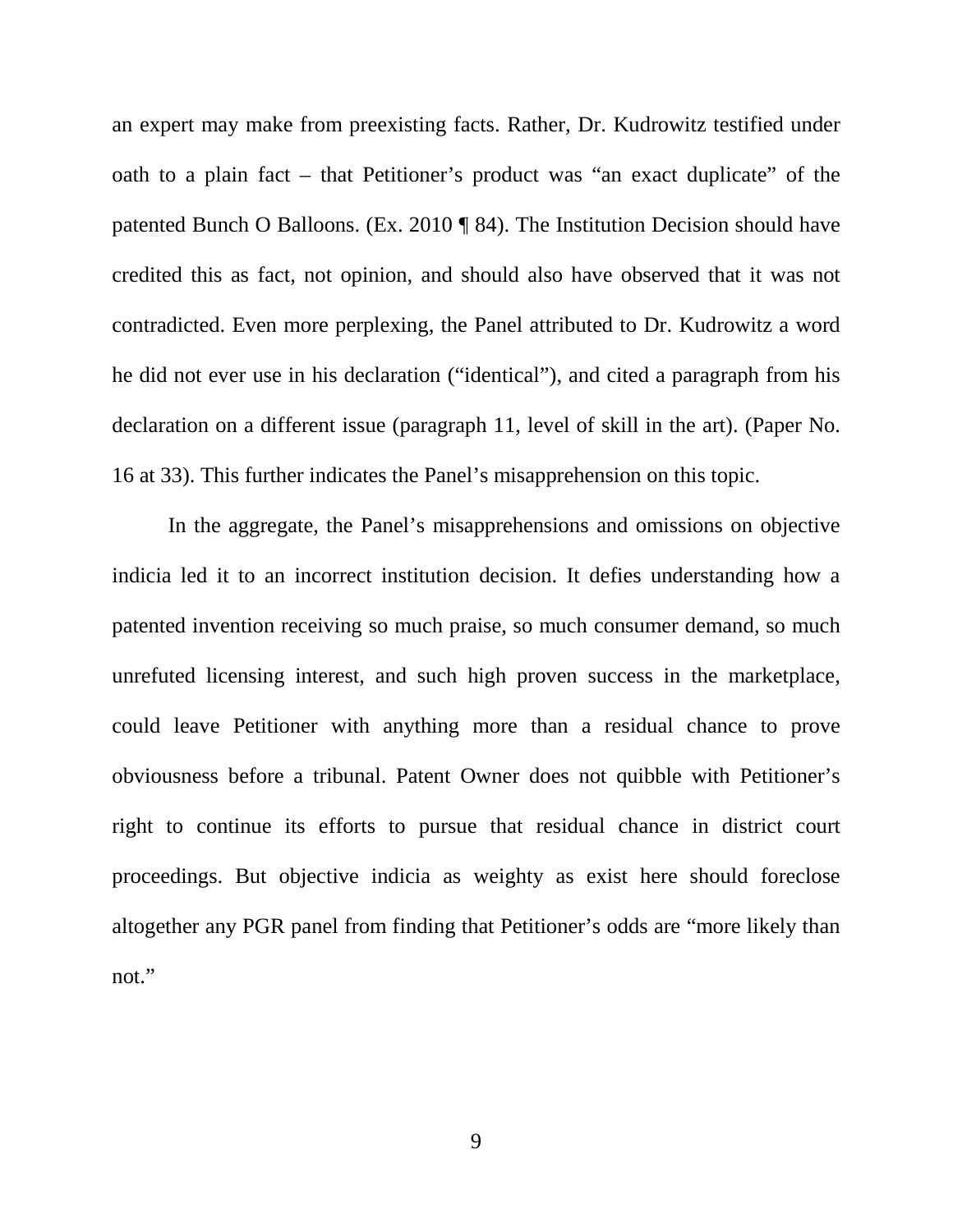an expert may make from preexisting facts. Rather, Dr. Kudrowitz testified under oath to a plain fact – that Petitioner's product was "an exact duplicate" of the patented Bunch O Balloons. (Ex. 2010 ¶ 84). The Institution Decision should have credited this as fact, not opinion, and should also have observed that it was not contradicted. Even more perplexing, the Panel attributed to Dr. Kudrowitz a word he did not ever use in his declaration ("identical"), and cited a paragraph from his declaration on a different issue (paragraph 11, level of skill in the art). (Paper No. 16 at 33). This further indicates the Panel's misapprehension on this topic.

In the aggregate, the Panel's misapprehensions and omissions on objective indicia led it to an incorrect institution decision. It defies understanding how a patented invention receiving so much praise, so much consumer demand, so much unrefuted licensing interest, and such high proven success in the marketplace, could leave Petitioner with anything more than a residual chance to prove obviousness before a tribunal. Patent Owner does not quibble with Petitioner's right to continue its efforts to pursue that residual chance in district court proceedings. But objective indicia as weighty as exist here should foreclose altogether any PGR panel from finding that Petitioner's odds are "more likely than not."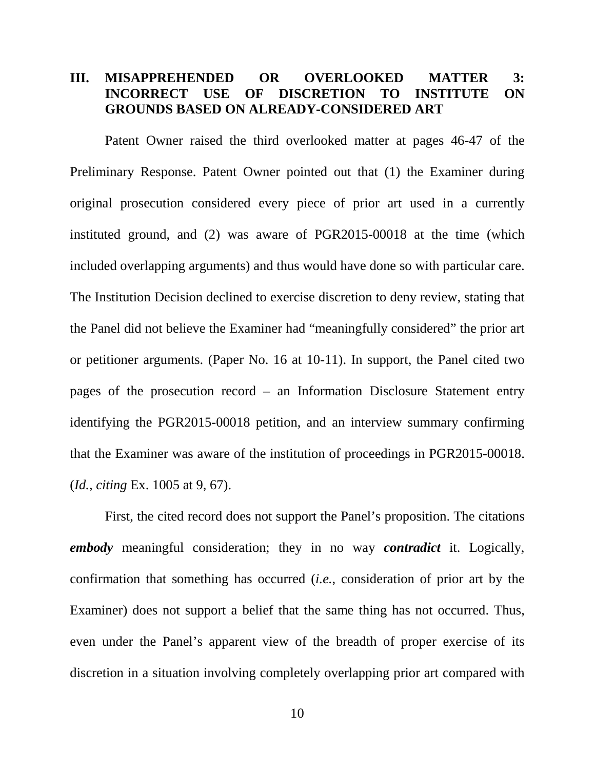## III. MISAPPREHENDED OR OVERLOOKED MATTER 3: INCORRECT USE OF DISCRETION TO INSTITUTE ON GROUNDS BASED ON ALREADY-CONSIDERED ART

Patent Owner raised the third overlooked matter at pages 46-47 of the Preliminary Response. Patent Owner pointed out that (1) the Examiner during original prosecution considered every piece of prior art used in a currently instituted ground, and (2) was aware of PGR2015-00018 at the time (which included overlapping arguments) and thus would have done so with particular care. The Institution Decision declined to exercise discretion to deny review, stating that the Panel did not believe the Examiner had "meaningfully considered" the prior art or petitioner arguments. (Paper No. 16 at 10-11). In support, the Panel cited two pages of the prosecution record – an Information Disclosure Statement entry identifying the PGR2015-00018 petition, and an interview summary confirming that the Examiner was aware of the institution of proceedings in PGR2015-00018. (*Id.*, *citing* Ex. 1005 at 9, 67).

First, the cited record does not support the Panel's proposition. The citations ***embody*** meaningful consideration; they in no way ***contradict*** it. Logically, confirmation that something has occurred (*i.e.*, consideration of prior art by the Examiner) does not support a belief that the same thing has not occurred. Thus, even under the Panel's apparent view of the breadth of proper exercise of its discretion in a situation involving completely overlapping prior art compared with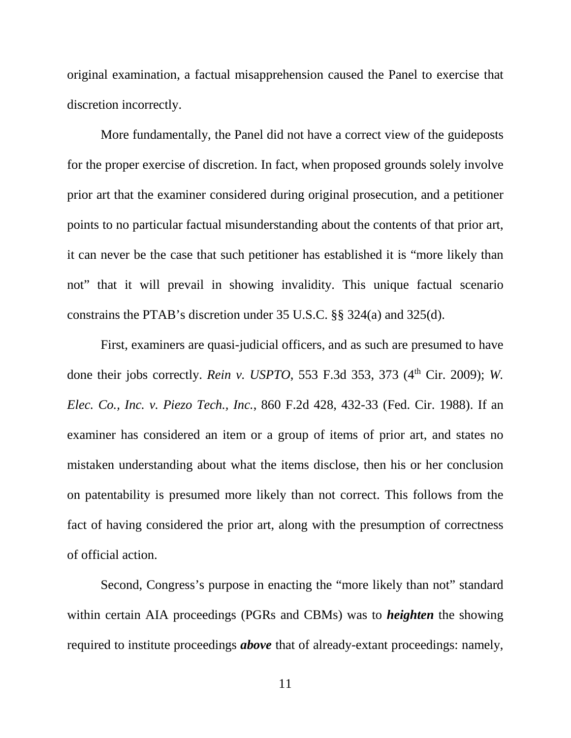original examination, a factual misapprehension caused the Panel to exercise that discretion incorrectly.

More fundamentally, the Panel did not have a correct view of the guideposts for the proper exercise of discretion. In fact, when proposed grounds solely involve prior art that the examiner considered during original prosecution, and a petitioner points to no particular factual misunderstanding about the contents of that prior art, it can never be the case that such petitioner has established it is "more likely than not" that it will prevail in showing invalidity. This unique factual scenario constrains the PTAB's discretion under 35 U.S.C. §§ 324(a) and 325(d).

First, examiners are quasi-judicial officers, and as such are presumed to have done their jobs correctly. *Rein v. USPTO*, 553 F.3d 353, 373 (4th Cir. 2009); *W. Elec. Co., Inc. v. Piezo Tech., Inc.*, 860 F.2d 428, 432-33 (Fed. Cir. 1988). If an examiner has considered an item or a group of items of prior art, and states no mistaken understanding about what the items disclose, then his or her conclusion on patentability is presumed more likely than not correct. This follows from the fact of having considered the prior art, along with the presumption of correctness of official action.

Second, Congress's purpose in enacting the "more likely than not" standard within certain AIA proceedings (PGRs and CBMs) was to ***heighten*** the showing required to institute proceedings ***above*** that of already-extant proceedings: namely,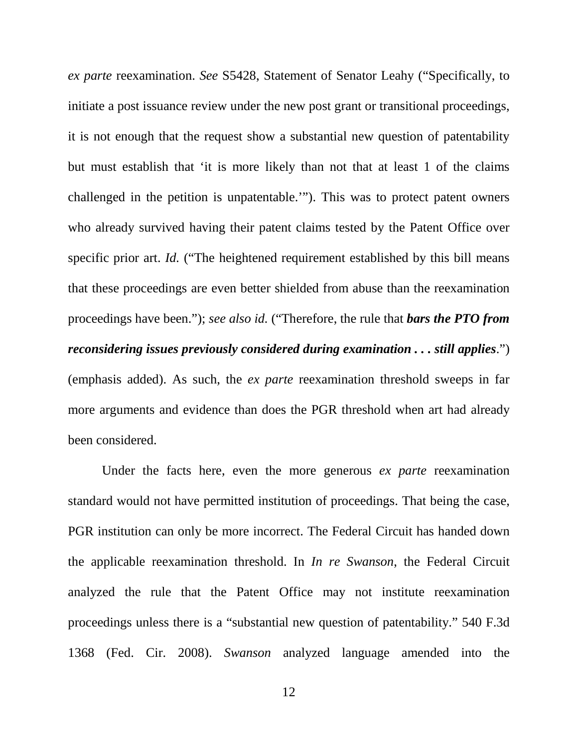*ex parte* reexamination. *See* S5428, Statement of Senator Leahy ("Specifically, to initiate a post issuance review under the new post grant or transitional proceedings, it is not enough that the request show a substantial new question of patentability but must establish that 'it is more likely than not that at least 1 of the claims challenged in the petition is unpatentable.'"). This was to protect patent owners who already survived having their patent claims tested by the Patent Office over specific prior art. *Id.* ("The heightened requirement established by this bill means that these proceedings are even better shielded from abuse than the reexamination proceedings have been."); *see also id.* ("Therefore, the rule that ***bars the PTO from reconsidering issues previously considered during examination . . . still applies***.") (emphasis added). As such, the *ex parte* reexamination threshold sweeps in far more arguments and evidence than does the PGR threshold when art had already been considered.

Under the facts here, even the more generous *ex parte* reexamination standard would not have permitted institution of proceedings. That being the case, PGR institution can only be more incorrect. The Federal Circuit has handed down the applicable reexamination threshold. In *In re Swanson*, the Federal Circuit analyzed the rule that the Patent Office may not institute reexamination proceedings unless there is a "substantial new question of patentability." 540 F.3d 1368 (Fed. Cir. 2008). *Swanson* analyzed language amended into the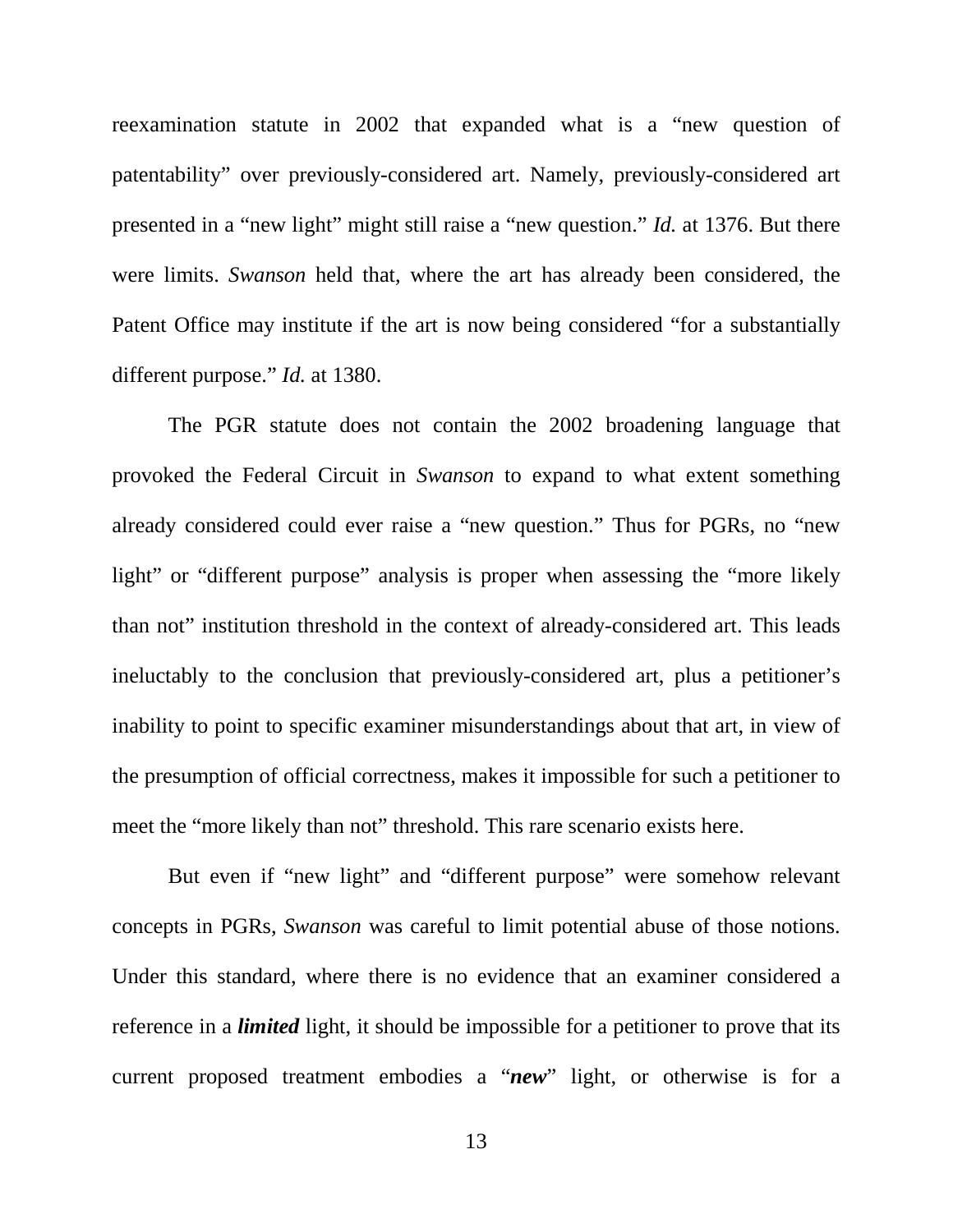reexamination statute in 2002 that expanded what is a "new question of patentability" over previously-considered art. Namely, previously-considered art presented in a "new light" might still raise a "new question." *Id.* at 1376. But there were limits. *Swanson* held that, where the art has already been considered, the Patent Office may institute if the art is now being considered "for a substantially different purpose." *Id.* at 1380.

The PGR statute does not contain the 2002 broadening language that provoked the Federal Circuit in *Swanson* to expand to what extent something already considered could ever raise a "new question." Thus for PGRs, no "new light" or "different purpose" analysis is proper when assessing the "more likely than not" institution threshold in the context of already-considered art. This leads ineluctably to the conclusion that previously-considered art, plus a petitioner's inability to point to specific examiner misunderstandings about that art, in view of the presumption of official correctness, makes it impossible for such a petitioner to meet the "more likely than not" threshold. This rare scenario exists here.

But even if "new light" and "different purpose" were somehow relevant concepts in PGRs, *Swanson* was careful to limit potential abuse of those notions. Under this standard, where there is no evidence that an examiner considered a reference in a ***limited*** light, it should be impossible for a petitioner to prove that its current proposed treatment embodies a "***new***" light, or otherwise is for a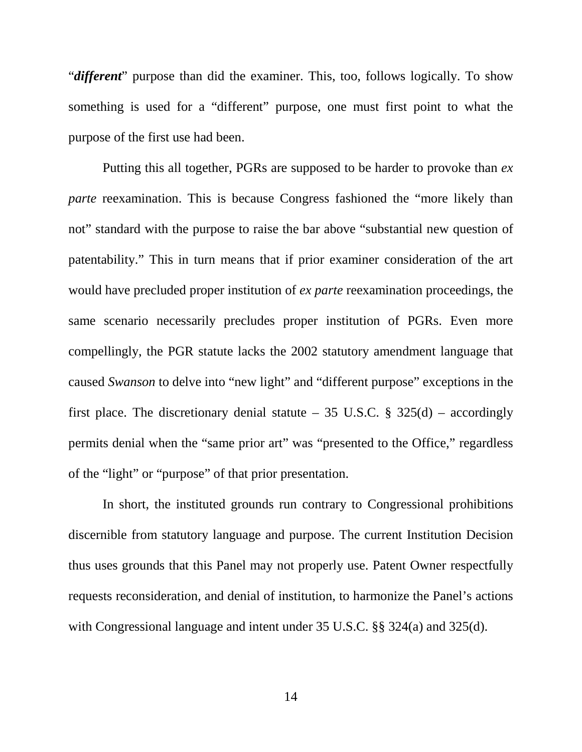"***different***" purpose than did the examiner. This, too, follows logically. To show something is used for a "different" purpose, one must first point to what the purpose of the first use had been.

Putting this all together, PGRs are supposed to be harder to provoke than *ex parte* reexamination. This is because Congress fashioned the "more likely than not" standard with the purpose to raise the bar above "substantial new question of patentability." This in turn means that if prior examiner consideration of the art would have precluded proper institution of *ex parte* reexamination proceedings, the same scenario necessarily precludes proper institution of PGRs. Even more compellingly, the PGR statute lacks the 2002 statutory amendment language that caused *Swanson* to delve into "new light" and "different purpose" exceptions in the first place. The discretionary denial statute – 35 U.S.C. § 325(d) – accordingly permits denial when the "same prior art" was "presented to the Office," regardless of the "light" or "purpose" of that prior presentation.

In short, the instituted grounds run contrary to Congressional prohibitions discernible from statutory language and purpose. The current Institution Decision thus uses grounds that this Panel may not properly use. Patent Owner respectfully requests reconsideration, and denial of institution, to harmonize the Panel's actions with Congressional language and intent under 35 U.S.C. §§ 324(a) and 325(d).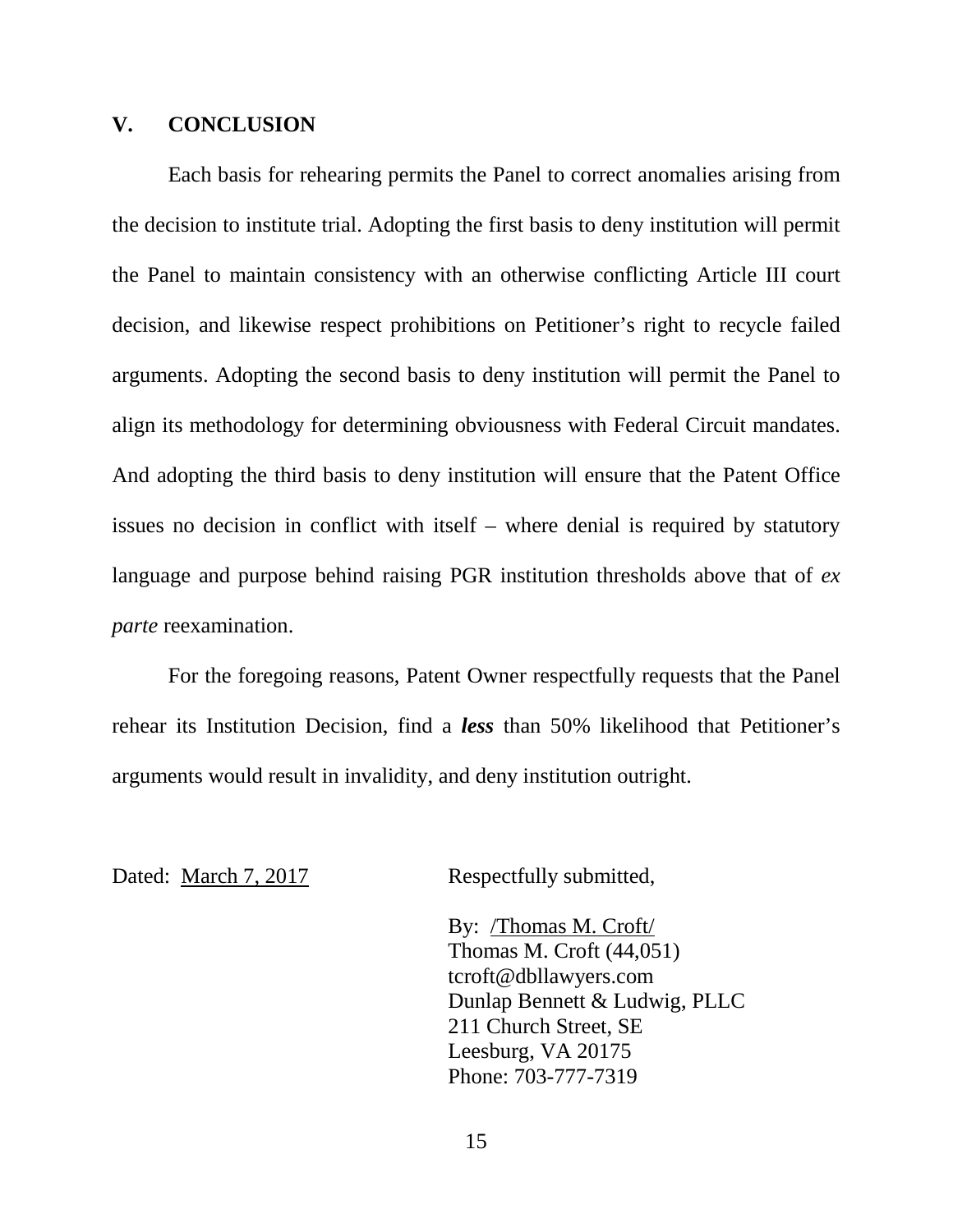## V. CONCLUSION

Each basis for rehearing permits the Panel to correct anomalies arising from the decision to institute trial. Adopting the first basis to deny institution will permit the Panel to maintain consistency with an otherwise conflicting Article III court decision, and likewise respect prohibitions on Petitioner's right to recycle failed arguments. Adopting the second basis to deny institution will permit the Panel to align its methodology for determining obviousness with Federal Circuit mandates. And adopting the third basis to deny institution will ensure that the Patent Office issues no decision in conflict with itself – where denial is required by statutory language and purpose behind raising PGR institution thresholds above that of *ex parte* reexamination.

For the foregoing reasons, Patent Owner respectfully requests that the Panel rehear its Institution Decision, find a ***less*** than 50% likelihood that Petitioner's arguments would result in invalidity, and deny institution outright.

Dated: March 7, 2017

Respectfully submitted,

By: /Thomas M. Croft/
Thomas M. Croft (44,051)
tcroft@dbllawyers.com
Dunlap Bennett & Ludwig, PLLC
211 Church Street, SE
Leesburg, VA 20175
Phone: 703-777-7319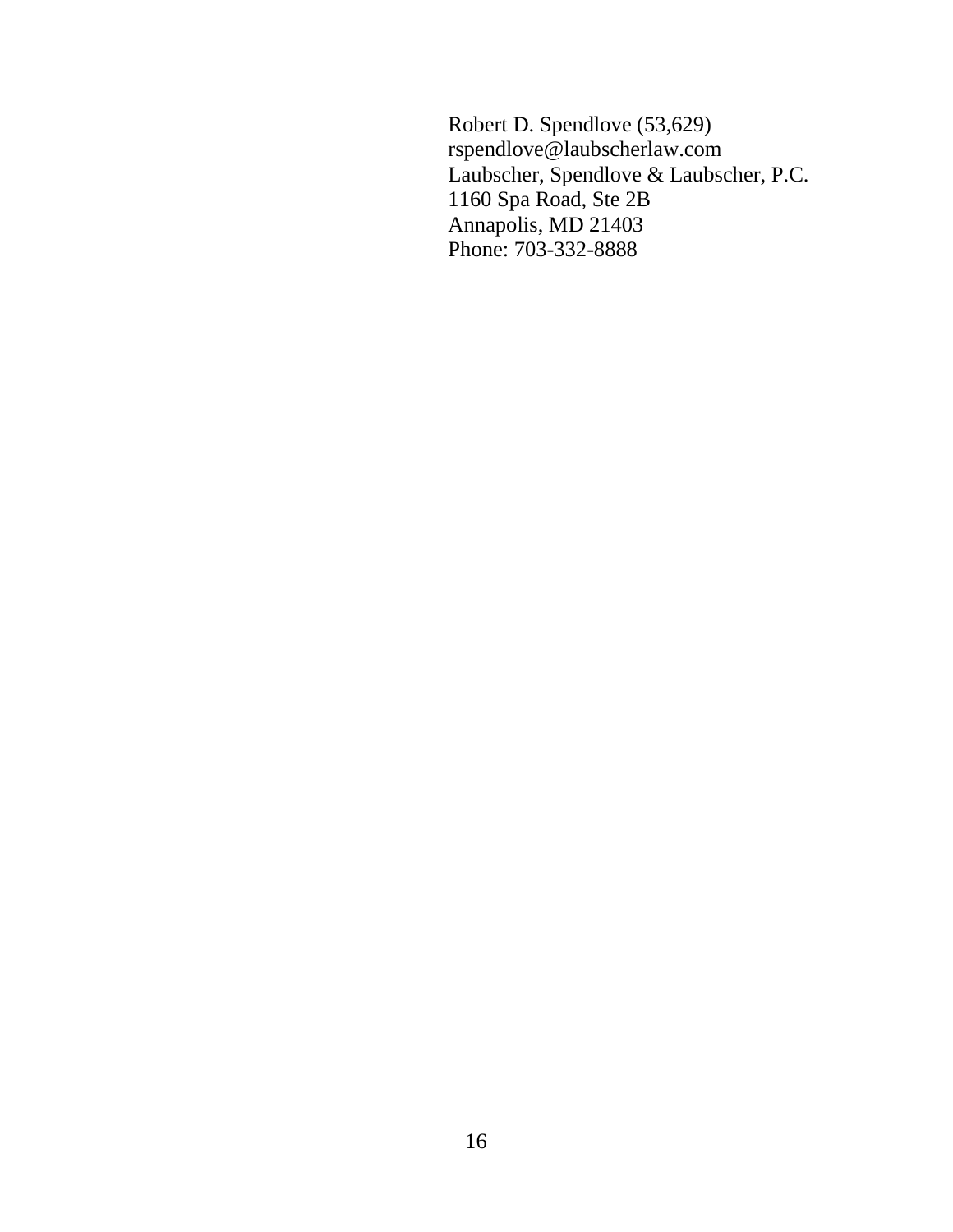Robert D. Spendlove (53,629)  
rspendlove@laubscherlaw.com  
Laubscher, Spendlove & Laubscher, P.C.  
1160 Spa Road, Ste 2B  
Annapolis, MD 21403  
Phone: 703-332-8888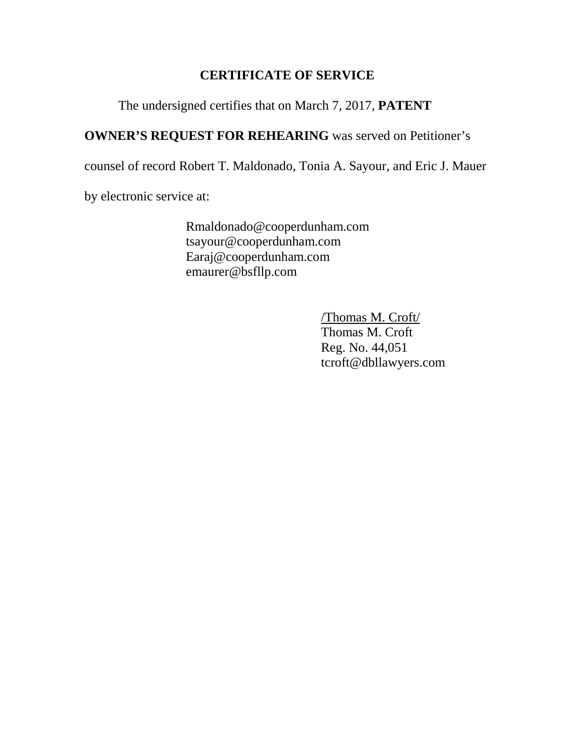## CERTIFICATE OF SERVICE

The undersigned certifies that on March 7, 2017, **PATENT OWNER'S REQUEST FOR REHEARING** was served on Petitioner's counsel of record Robert T. Maldonado, Tonia A. Sayour, and Eric J. Mauer by electronic service at:

Rmaldonado@cooperdunham.com
tsayour@cooperdunham.com
Earaj@cooperdunham.com
emaurer@bsfllp.com

/Thomas M. Croft/
Thomas M. Croft
Reg. No. 44,051
tcroft@dbllawyers.com